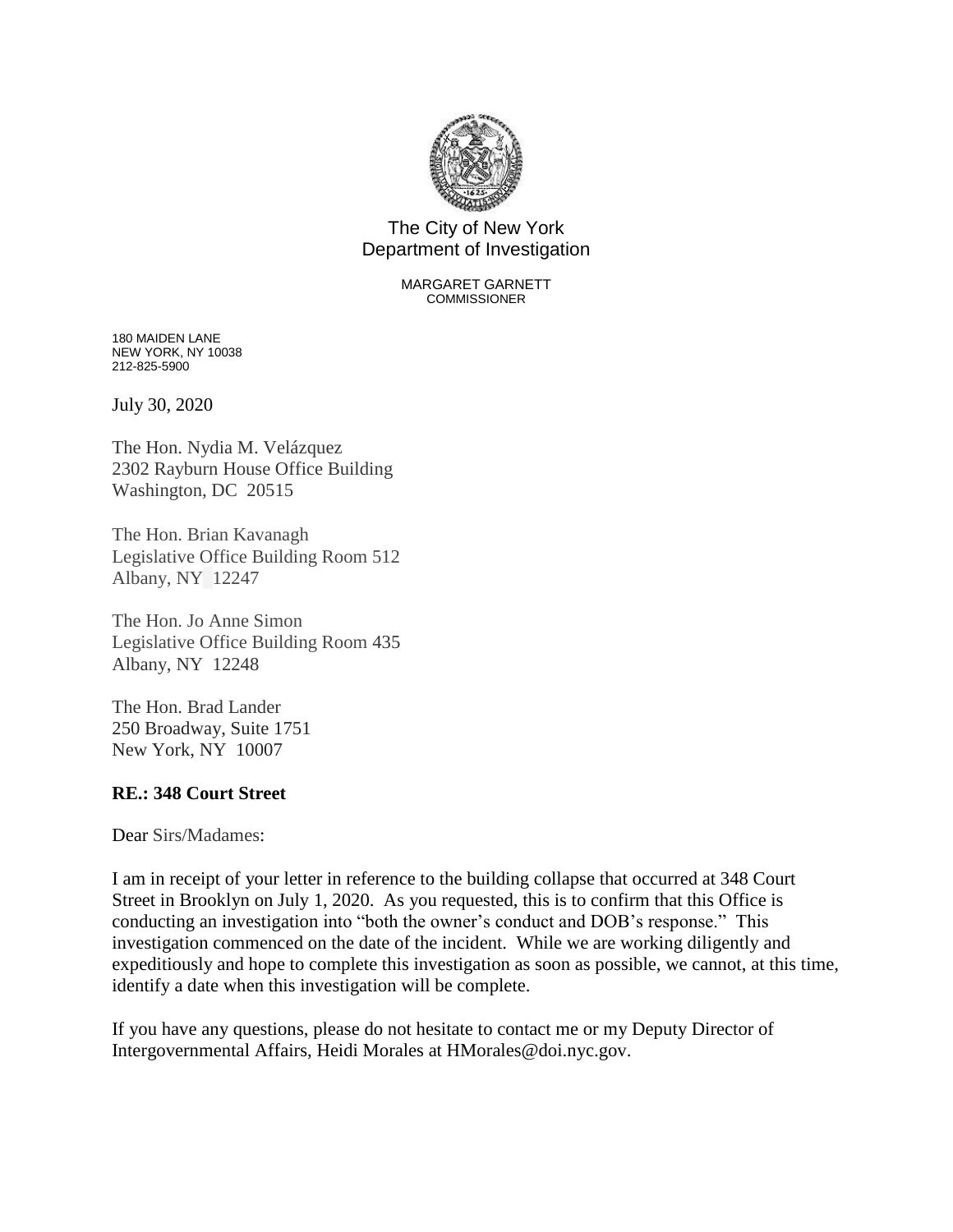The City of New York
Department of Investigation

MARGARET GARNETT
COMMISSIONER

180 MAIDEN LANE
NEW YORK, NY 10038
212-825-5900

July 30, 2020

The Hon. Nydia M. Velázquez
2302 Rayburn House Office Building
Washington, DC 20515

The Hon. Brian Kavanagh
Legislative Office Building Room 512
Albany, NY 12247

The Hon. Jo Anne Simon
Legislative Office Building Room 435
Albany, NY 12248

The Hon. Brad Lander
250 Broadway, Suite 1751
New York, NY 10007

**RE.: 348 Court Street**

Dear Sirs/Madames:

I am in receipt of your letter in reference to the building collapse that occurred at 348 Court Street in Brooklyn on July 1, 2020. As you requested, this is to confirm that this Office is conducting an investigation into "both the owner's conduct and DOB's response." This investigation commenced on the date of the incident. While we are working diligently and expeditiously and hope to complete this investigation as soon as possible, we cannot, at this time, identify a date when this investigation will be complete.

If you have any questions, please do not hesitate to contact me or my Deputy Director of Intergovernmental Affairs, Heidi Morales at HMorales@doi.nyc.gov.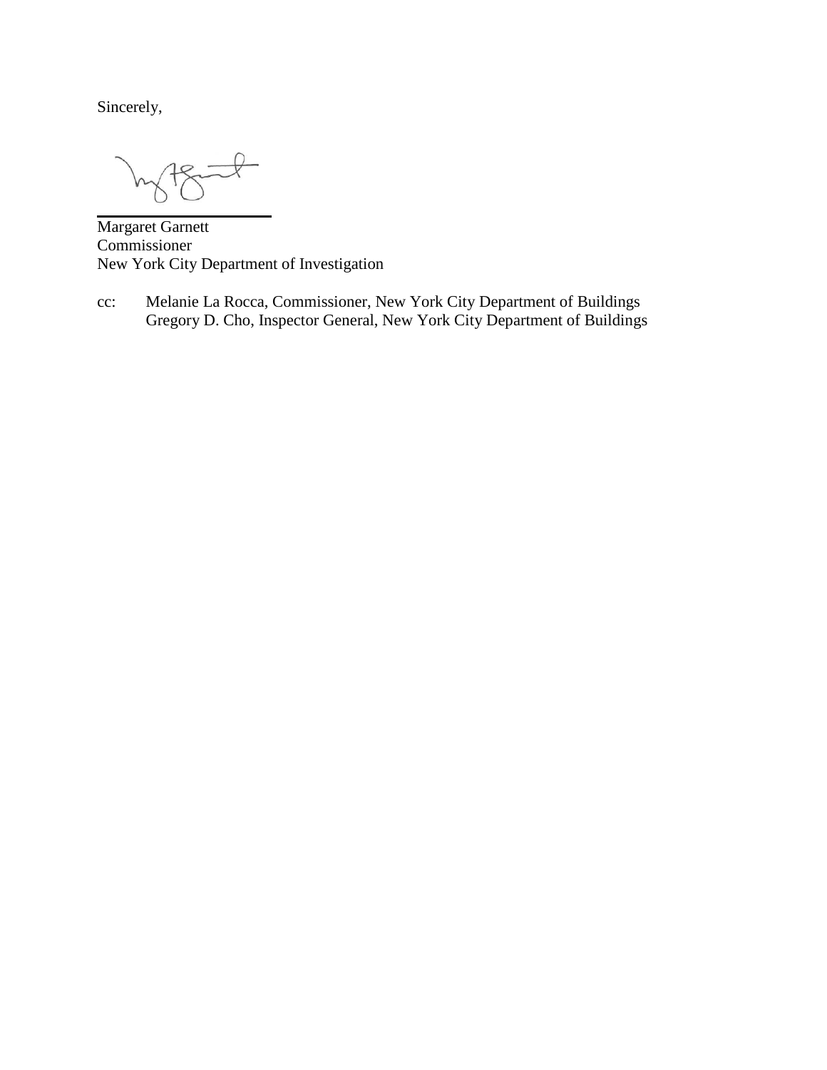Sincerely,

Margaret Garnett
Commissioner
New York City Department of Investigation

cc: Melanie La Rocca, Commissioner, New York City Department of Buildings
Gregory D. Cho, Inspector General, New York City Department of Buildings